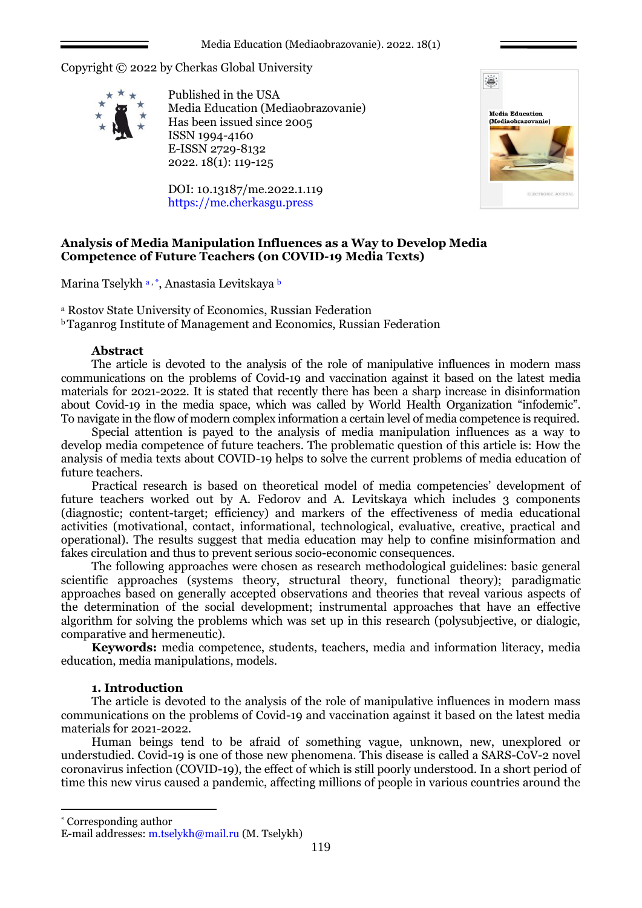Copyright © 2022 by Cherkas Global University

Published in the USA
Media Education (Mediaobrazovanie)
Has been issued since 2005
ISSN 1994-4160
E-ISSN 2729-8132
2022. 18(1): 119-125

DOI: 10.13187/me.2022.1.119
https://me.cherkasgu.press

# Analysis of Media Manipulation Influences as a Way to Develop Media Competence of Future Teachers (on COVID-19 Media Texts)

Marina Tselykh [a,*], Anastasia Levitskaya [b]

[a] Rostov State University of Economics, Russian Federation
[b] Taganrog Institute of Management and Economics, Russian Federation

## Abstract

The article is devoted to the analysis of the role of manipulative influences in modern mass communications on the problems of Covid-19 and vaccination against it based on the latest media materials for 2021-2022. It is stated that recently there has been a sharp increase in disinformation about Covid-19 in the media space, which was called by World Health Organization "infodemic". To navigate in the flow of modern complex information a certain level of media competence is required.

Special attention is payed to the analysis of media manipulation influences as a way to develop media competence of future teachers. The problematic question of this article is: How the analysis of media texts about COVID-19 helps to solve the current problems of media education of future teachers.

Practical research is based on theoretical model of media competencies' development of future teachers worked out by A. Fedorov and A. Levitskaya which includes 3 components (diagnostic; content-target; efficiency) and markers of the effectiveness of media educational activities (motivational, contact, informational, technological, evaluative, creative, practical and operational). The results suggest that media education may help to confine misinformation and fakes circulation and thus to prevent serious socio-economic consequences.

The following approaches were chosen as research methodological guidelines: basic general scientific approaches (systems theory, structural theory, functional theory); paradigmatic approaches based on generally accepted observations and theories that reveal various aspects of the determination of the social development; instrumental approaches that have an effective algorithm for solving the problems which was set up in this research (polysubjective, or dialogic, comparative and hermeneutic).

**Keywords:** media competence, students, teachers, media and information literacy, media education, media manipulations, models.

## 1. Introduction

The article is devoted to the analysis of the role of manipulative influences in modern mass communications on the problems of Covid-19 and vaccination against it based on the latest media materials for 2021-2022.

Human beings tend to be afraid of something vague, unknown, new, unexplored or understudied. Covid-19 is one of those new phenomena. This disease is called a SARS-CoV-2 novel coronavirus infection (COVID-19), the effect of which is still poorly understood. In a short period of time this new virus caused a pandemic, affecting millions of people in various countries around the

* Corresponding author
E-mail addresses: m.tselykh@mail.ru (M. Tselykh)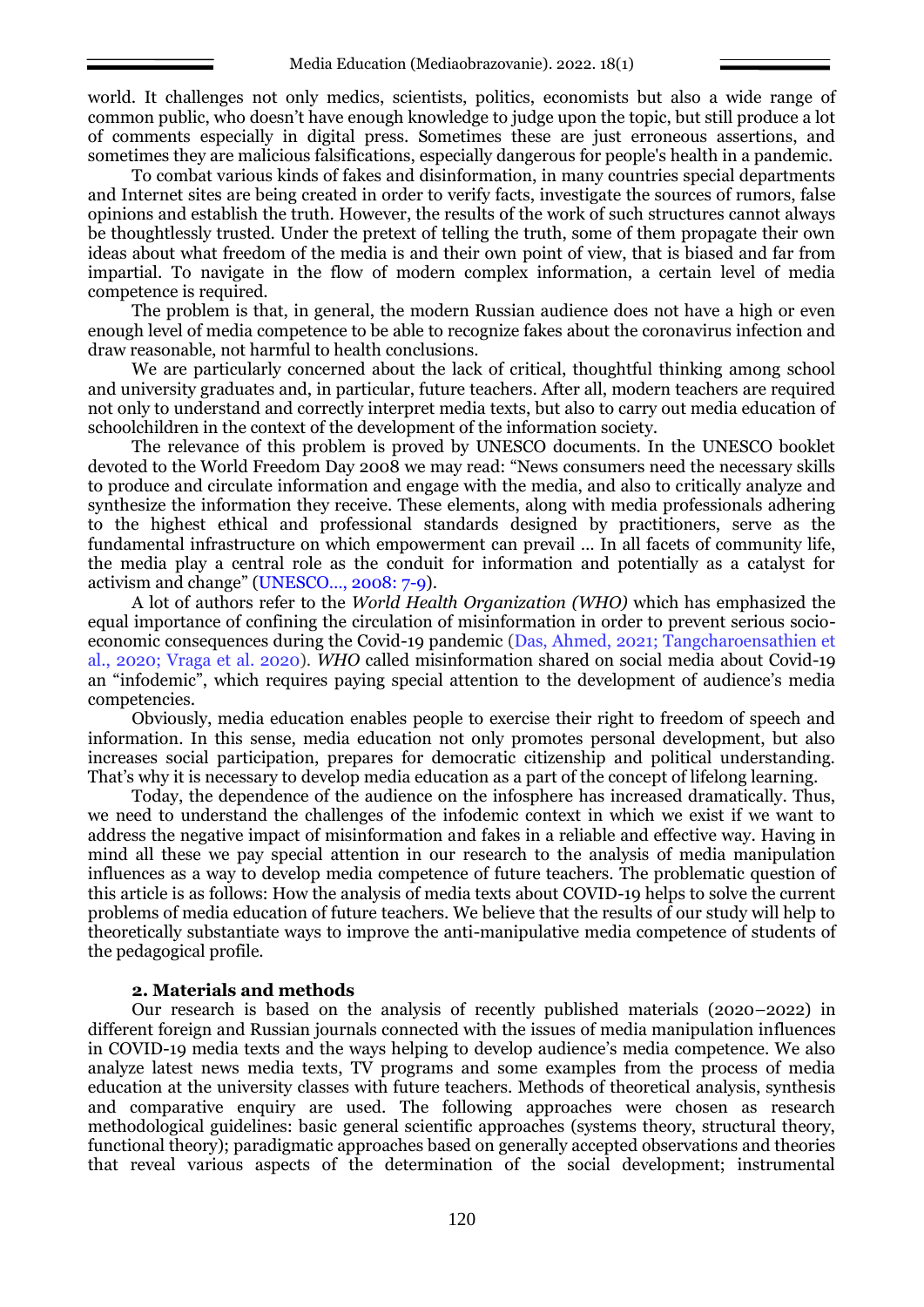world. It challenges not only medics, scientists, politics, economists but also a wide range of common public, who doesn't have enough knowledge to judge upon the topic, but still produce a lot of comments especially in digital press. Sometimes these are just erroneous assertions, and sometimes they are malicious falsifications, especially dangerous for people's health in a pandemic.

To combat various kinds of fakes and disinformation, in many countries special departments and Internet sites are being created in order to verify facts, investigate the sources of rumors, false opinions and establish the truth. However, the results of the work of such structures cannot always be thoughtlessly trusted. Under the pretext of telling the truth, some of them propagate their own ideas about what freedom of the media is and their own point of view, that is biased and far from impartial. To navigate in the flow of modern complex information, a certain level of media competence is required.

The problem is that, in general, the modern Russian audience does not have a high or even enough level of media competence to be able to recognize fakes about the coronavirus infection and draw reasonable, not harmful to health conclusions.

We are particularly concerned about the lack of critical, thoughtful thinking among school and university graduates and, in particular, future teachers. After all, modern teachers are required not only to understand and correctly interpret media texts, but also to carry out media education of schoolchildren in the context of the development of the information society.

The relevance of this problem is proved by UNESCO documents. In the UNESCO booklet devoted to the World Freedom Day 2008 we may read: "News consumers need the necessary skills to produce and circulate information and engage with the media, and also to critically analyze and synthesize the information they receive. These elements, along with media professionals adhering to the highest ethical and professional standards designed by practitioners, serve as the fundamental infrastructure on which empowerment can prevail … In all facets of community life, the media play a central role as the conduit for information and potentially as a catalyst for activism and change" (UNESCO…, 2008: 7-9).

A lot of authors refer to the *World Health Organization (WHO)* which has emphasized the equal importance of confining the circulation of misinformation in order to prevent serious socio-economic consequences during the Covid-19 pandemic (Das, Ahmed, 2021; Tangcharoensathien et al., 2020; Vraga et al. 2020). *WHO* called misinformation shared on social media about Covid-19 an "infodemic", which requires paying special attention to the development of audience's media competencies.

Obviously, media education enables people to exercise their right to freedom of speech and information. In this sense, media education not only promotes personal development, but also increases social participation, prepares for democratic citizenship and political understanding. That's why it is necessary to develop media education as a part of the concept of lifelong learning.

Today, the dependence of the audience on the infosphere has increased dramatically. Thus, we need to understand the challenges of the infodemic context in which we exist if we want to address the negative impact of misinformation and fakes in a reliable and effective way. Having in mind all these we pay special attention in our research to the analysis of media manipulation influences as a way to develop media competence of future teachers. The problematic question of this article is as follows: How the analysis of media texts about COVID-19 helps to solve the current problems of media education of future teachers. We believe that the results of our study will help to theoretically substantiate ways to improve the anti-manipulative media competence of students of the pedagogical profile.

## 2. Materials and methods

Our research is based on the analysis of recently published materials (2020–2022) in different foreign and Russian journals connected with the issues of media manipulation influences in COVID-19 media texts and the ways helping to develop audience's media competence. We also analyze latest news media texts, TV programs and some examples from the process of media education at the university classes with future teachers. Methods of theoretical analysis, synthesis and comparative enquiry are used. The following approaches were chosen as research methodological guidelines: basic general scientific approaches (systems theory, structural theory, functional theory); paradigmatic approaches based on generally accepted observations and theories that reveal various aspects of the determination of the social development; instrumental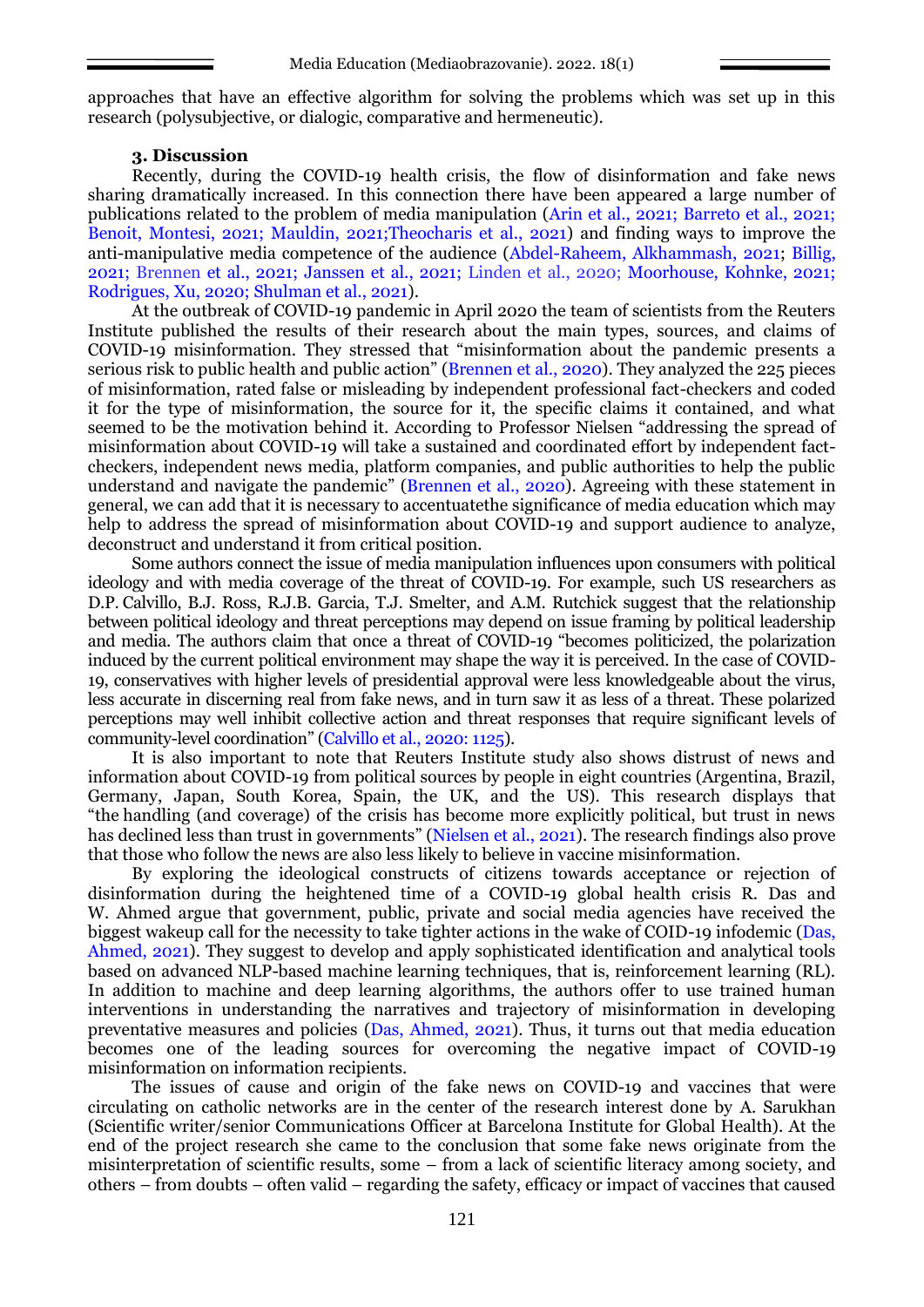approaches that have an effective algorithm for solving the problems which was set up in this research (polysubjective, or dialogic, comparative and hermeneutic).

### 3. Discussion

Recently, during the COVID-19 health crisis, the flow of disinformation and fake news sharing dramatically increased. In this connection there have been appeared a large number of publications related to the problem of media manipulation (Arin et al., 2021; Barreto et al., 2021; Benoit, Montesi, 2021; Mauldin, 2021;Theocharis et al., 2021) and finding ways to improve the anti-manipulative media competence of the audience (Abdel-Raheem, Alkhammash, 2021; Billig, 2021; Brennen et al., 2021; Janssen et al., 2021; Linden et al., 2020; Moorhouse, Kohnke, 2021; Rodrigues, Xu, 2020; Shulman et al., 2021).

At the outbreak of COVID-19 pandemic in April 2020 the team of scientists from the Reuters Institute published the results of their research about the main types, sources, and claims of COVID-19 misinformation. They stressed that "misinformation about the pandemic presents a serious risk to public health and public action" (Brennen et al., 2020). They analyzed the 225 pieces of misinformation, rated false or misleading by independent professional fact-checkers and coded it for the type of misinformation, the source for it, the specific claims it contained, and what seemed to be the motivation behind it. According to Professor Nielsen "addressing the spread of misinformation about COVID-19 will take a sustained and coordinated effort by independent fact-checkers, independent news media, platform companies, and public authorities to help the public understand and navigate the pandemic" (Brennen et al., 2020). Agreeing with these statement in general, we can add that it is necessary to accentuatethe significance of media education which may help to address the spread of misinformation about COVID-19 and support audience to analyze, deconstruct and understand it from critical position.

Some authors connect the issue of media manipulation influences upon consumers with political ideology and with media coverage of the threat of COVID-19. For example, such US researchers as D.P. Calvillo, B.J. Ross, R.J.B. Garcia, T.J. Smelter, and A.M. Rutchick suggest that the relationship between political ideology and threat perceptions may depend on issue framing by political leadership and media. The authors claim that once a threat of COVID-19 "becomes politicized, the polarization induced by the current political environment may shape the way it is perceived. In the case of COVID-19, conservatives with higher levels of presidential approval were less knowledgeable about the virus, less accurate in discerning real from fake news, and in turn saw it as less of a threat. These polarized perceptions may well inhibit collective action and threat responses that require significant levels of community-level coordination" (Calvillo et al., 2020: 1125).

It is also important to note that Reuters Institute study also shows distrust of news and information about COVID-19 from political sources by people in eight countries (Argentina, Brazil, Germany, Japan, South Korea, Spain, the UK, and the US). This research displays that "the handling (and coverage) of the crisis has become more explicitly political, but trust in news has declined less than trust in governments" (Nielsen et al., 2021). The research findings also prove that those who follow the news are also less likely to believe in vaccine misinformation.

By exploring the ideological constructs of citizens towards acceptance or rejection of disinformation during the heightened time of a COVID-19 global health crisis R. Das and W. Ahmed argue that government, public, private and social media agencies have received the biggest wakeup call for the necessity to take tighter actions in the wake of COID-19 infodemic (Das, Ahmed, 2021). They suggest to develop and apply sophisticated identification and analytical tools based on advanced NLP-based machine learning techniques, that is, reinforcement learning (RL). In addition to machine and deep learning algorithms, the authors offer to use trained human interventions in understanding the narratives and trajectory of misinformation in developing preventative measures and policies (Das, Ahmed, 2021). Thus, it turns out that media education becomes one of the leading sources for overcoming the negative impact of COVID-19 misinformation on information recipients.

The issues of cause and origin of the fake news on COVID-19 and vaccines that were circulating on catholic networks are in the center of the research interest done by A. Sarukhan (Scientific writer/senior Communications Officer at Barcelona Institute for Global Health). At the end of the project research she came to the conclusion that some fake news originate from the misinterpretation of scientific results, some – from a lack of scientific literacy among society, and others – from doubts – often valid – regarding the safety, efficacy or impact of vaccines that caused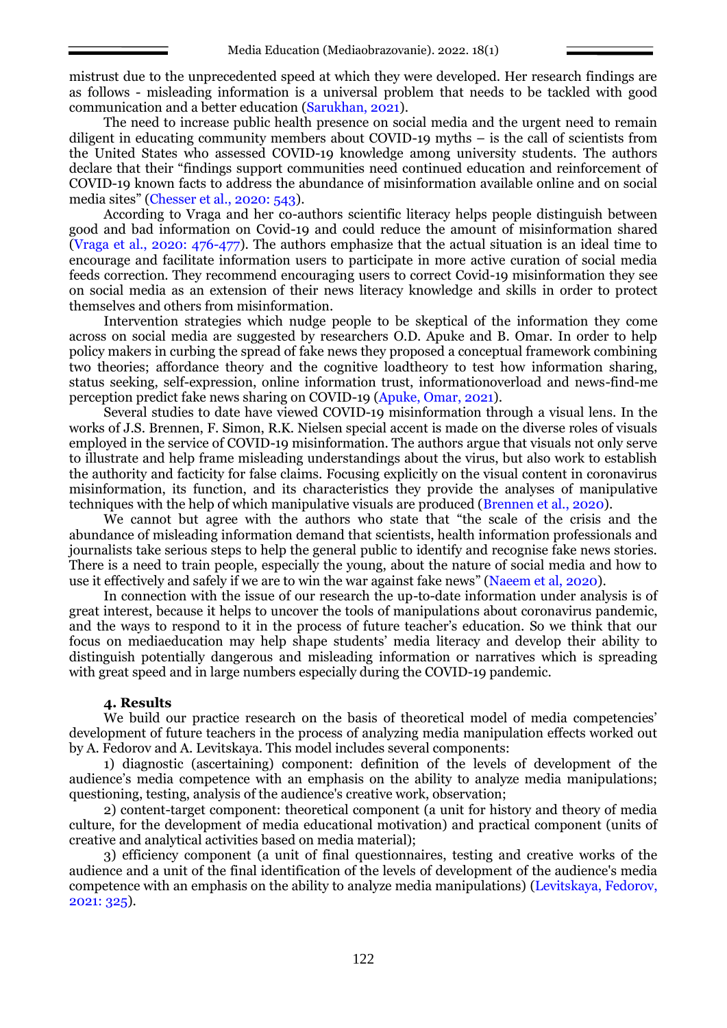mistrust due to the unprecedented speed at which they were developed. Her research findings are as follows - misleading information is a universal problem that needs to be tackled with good communication and a better education (Sarukhan, 2021).

The need to increase public health presence on social media and the urgent need to remain diligent in educating community members about COVID-19 myths – is the call of scientists from the United States who assessed COVID-19 knowledge among university students. The authors declare that their "findings support communities need continued education and reinforcement of COVID-19 known facts to address the abundance of misinformation available online and on social media sites" (Chesser et al., 2020: 543).

According to Vraga and her co-authors scientific literacy helps people distinguish between good and bad information on Covid-19 and could reduce the amount of misinformation shared (Vraga et al., 2020: 476-477). The authors emphasize that the actual situation is an ideal time to encourage and facilitate information users to participate in more active curation of social media feeds correction. They recommend encouraging users to correct Covid-19 misinformation they see on social media as an extension of their news literacy knowledge and skills in order to protect themselves and others from misinformation.

Intervention strategies which nudge people to be skeptical of the information they come across on social media are suggested by researchers O.D. Apuke and B. Omar. In order to help policy makers in curbing the spread of fake news they proposed a conceptual framework combining two theories; affordance theory and the cognitive loadtheory to test how information sharing, status seeking, self-expression, online information trust, informationoverload and news-find-me perception predict fake news sharing on COVID-19 (Apuke, Omar, 2021).

Several studies to date have viewed COVID-19 misinformation through a visual lens. In the works of J.S. Brennen, F. Simon, R.K. Nielsen special accent is made on the diverse roles of visuals employed in the service of COVID-19 misinformation. The authors argue that visuals not only serve to illustrate and help frame misleading understandings about the virus, but also work to establish the authority and facticity for false claims. Focusing explicitly on the visual content in coronavirus misinformation, its function, and its characteristics they provide the analyses of manipulative techniques with the help of which manipulative visuals are produced (Brennen et al., 2020).

We cannot but agree with the authors who state that "the scale of the crisis and the abundance of misleading information demand that scientists, health information professionals and journalists take serious steps to help the general public to identify and recognise fake news stories. There is a need to train people, especially the young, about the nature of social media and how to use it effectively and safely if we are to win the war against fake news" (Naeem et al, 2020).

In connection with the issue of our research the up-to-date information under analysis is of great interest, because it helps to uncover the tools of manipulations about coronavirus pandemic, and the ways to respond to it in the process of future teacher's education. So we think that our focus on mediaeducation may help shape students' media literacy and develop their ability to distinguish potentially dangerous and misleading information or narratives which is spreading with great speed and in large numbers especially during the COVID-19 pandemic.

## 4. Results

We build our practice research on the basis of theoretical model of media competencies' development of future teachers in the process of analyzing media manipulation effects worked out by A. Fedorov and A. Levitskaya. This model includes several components:

1) diagnostic (ascertaining) component: definition of the levels of development of the audience's media competence with an emphasis on the ability to analyze media manipulations; questioning, testing, analysis of the audience's creative work, observation;

2) content-target component: theoretical component (a unit for history and theory of media culture, for the development of media educational motivation) and practical component (units of creative and analytical activities based on media material);

3) efficiency component (a unit of final questionnaires, testing and creative works of the audience and a unit of the final identification of the levels of development of the audience's media competence with an emphasis on the ability to analyze media manipulations) (Levitskaya, Fedorov, 2021: 325).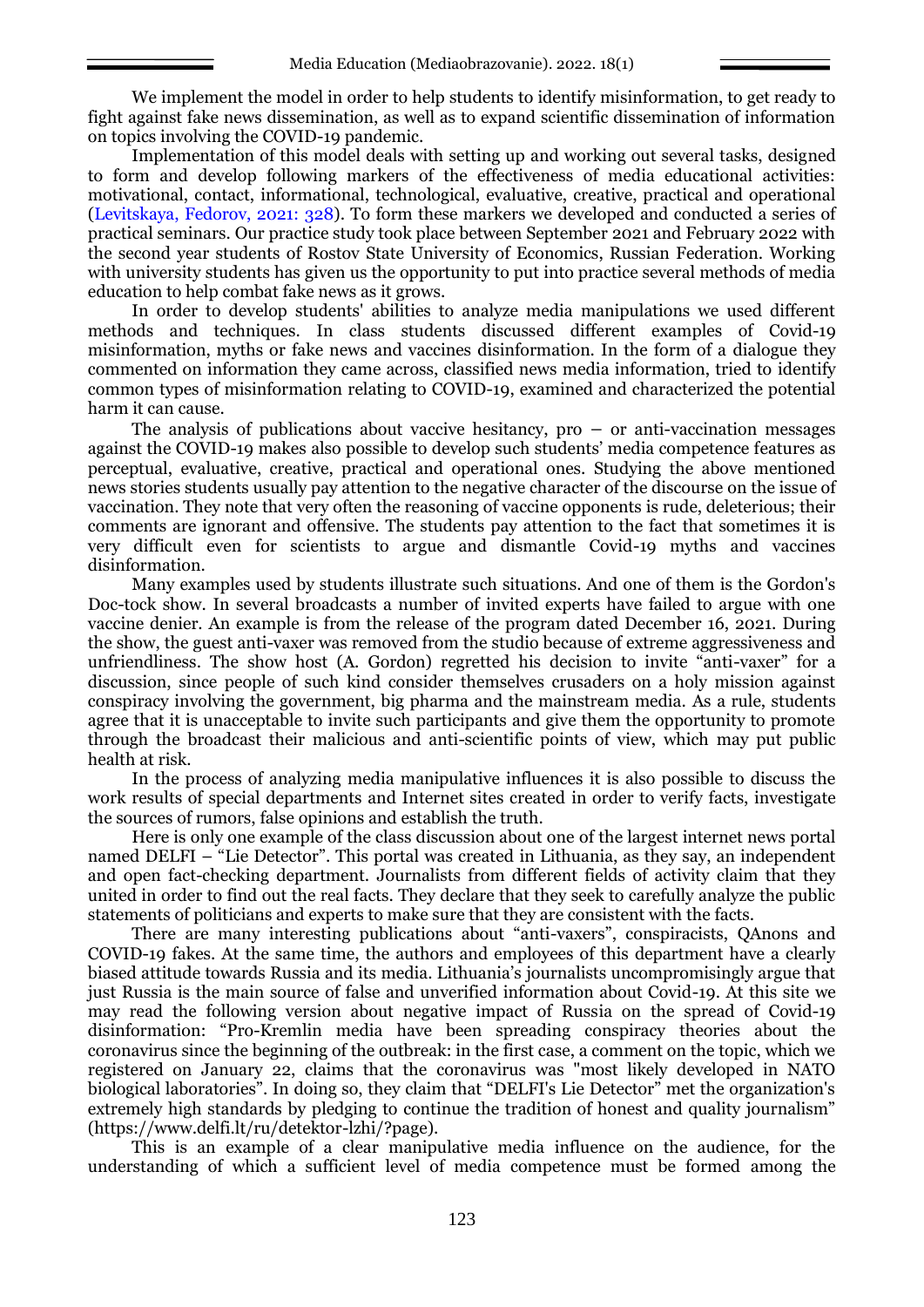We implement the model in order to help students to identify misinformation, to get ready to fight against fake news dissemination, as well as to expand scientific dissemination of information on topics involving the COVID-19 pandemic.

Implementation of this model deals with setting up and working out several tasks, designed to form and develop following markers of the effectiveness of media educational activities: motivational, contact, informational, technological, evaluative, creative, practical and operational (Levitskaya, Fedorov, 2021: 328). To form these markers we developed and conducted a series of practical seminars. Our practice study took place between September 2021 and February 2022 with the second year students of Rostov State University of Economics, Russian Federation. Working with university students has given us the opportunity to put into practice several methods of media education to help combat fake news as it grows.

In order to develop students' abilities to analyze media manipulations we used different methods and techniques. In class students discussed different examples of Covid-19 misinformation, myths or fake news and vaccines disinformation. In the form of a dialogue they commented on information they came across, classified news media information, tried to identify common types of misinformation relating to COVID-19, examined and characterized the potential harm it can cause.

The analysis of publications about vaccive hesitancy, pro – or anti-vaccination messages against the COVID-19 makes also possible to develop such students' media competence features as perceptual, evaluative, creative, practical and operational ones. Studying the above mentioned news stories students usually pay attention to the negative character of the discourse on the issue of vaccination. They note that very often the reasoning of vaccine opponents is rude, deleterious; their comments are ignorant and offensive. The students pay attention to the fact that sometimes it is very difficult even for scientists to argue and dismantle Covid-19 myths and vaccines disinformation.

Many examples used by students illustrate such situations. And one of them is the Gordon's Doc-tock show. In several broadcasts a number of invited experts have failed to argue with one vaccine denier. An example is from the release of the program dated December 16, 2021. During the show, the guest anti-vaxer was removed from the studio because of extreme aggressiveness and unfriendliness. The show host (A. Gordon) regretted his decision to invite "anti-vaxer" for a discussion, since people of such kind consider themselves crusaders on a holy mission against conspiracy involving the government, big pharma and the mainstream media. As a rule, students agree that it is unacceptable to invite such participants and give them the opportunity to promote through the broadcast their malicious and anti-scientific points of view, which may put public health at risk.

In the process of analyzing media manipulative influences it is also possible to discuss the work results of special departments and Internet sites created in order to verify facts, investigate the sources of rumors, false opinions and establish the truth.

Here is only one example of the class discussion about one of the largest internet news portal named DELFI – "Lie Detector". This portal was created in Lithuania, as they say, an independent and open fact-checking department. Journalists from different fields of activity claim that they united in order to find out the real facts. They declare that they seek to carefully analyze the public statements of politicians and experts to make sure that they are consistent with the facts.

There are many interesting publications about "anti-vaxers", conspiracists, QAnons and COVID-19 fakes. At the same time, the authors and employees of this department have a clearly biased attitude towards Russia and its media. Lithuania's journalists uncompromisingly argue that just Russia is the main source of false and unverified information about Covid-19. At this site we may read the following version about negative impact of Russia on the spread of Covid-19 disinformation: "Pro-Kremlin media have been spreading conspiracy theories about the coronavirus since the beginning of the outbreak: in the first case, a comment on the topic, which we registered on January 22, claims that the coronavirus was "most likely developed in NATO biological laboratories". In doing so, they claim that "DELFI's Lie Detector" met the organization's extremely high standards by pledging to continue the tradition of honest and quality journalism" (https://www.delfi.lt/ru/detektor-lzhi/?page).

This is an example of a clear manipulative media influence on the audience, for the understanding of which a sufficient level of media competence must be formed among the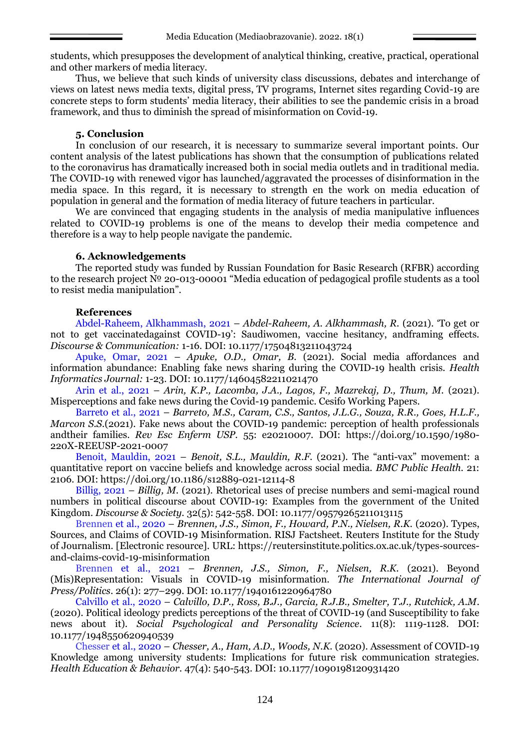students, which presupposes the development of analytical thinking, creative, practical, operational and other markers of media literacy.

Thus, we believe that such kinds of university class discussions, debates and interchange of views on latest news media texts, digital press, TV programs, Internet sites regarding Covid-19 are concrete steps to form students' media literacy, their abilities to see the pandemic crisis in a broad framework, and thus to diminish the spread of misinformation on Covid-19.

## 5. Conclusion

In conclusion of our research, it is necessary to summarize several important points. Our content analysis of the latest publications has shown that the consumption of publications related to the coronavirus has dramatically increased both in social media outlets and in traditional media. The COVID-19 with renewed vigor has launched/aggravated the processes of disinformation in the media space. In this regard, it is necessary to strength en the work on media education of population in general and the formation of media literacy of future teachers in particular.

We are convinced that engaging students in the analysis of media manipulative influences related to COVID-19 problems is one of the means to develop their media competence and therefore is a way to help people navigate the pandemic.

## 6. Acknowledgements

The reported study was funded by Russian Foundation for Basic Research (RFBR) according to the research project № 20-013-00001 "Media education of pedagogical profile students as a tool to resist media manipulation".

## References

Abdel-Raheem, Alkhammash, 2021 – *Abdel-Raheem, A. Alkhammash, R.* (2021). 'To get or not to get vaccinatedagainst COVID-19': Saudiwomen, vaccine hesitancy, andframing effects. *Discourse & Communication:* 1-16. DOI: 10.1177/17504813211043724

Apuke, Omar, 2021 – *Apuke, O.D., Omar, B.* (2021). Social media affordances and information abundance: Enabling fake news sharing during the COVID-19 health crisis. *Health Informatics Journal:* 1-23. DOI: 10.1177/14604582211021470

Arin et al., 2021 – *Arin, K.P., Lacomba, J.A., Lagos, F., Mazrekaj, D., Thum, M.* (2021). Misperceptions and fake news during the Covid-19 pandemic. Cesifo Working Papers.

Barreto et al., 2021 – *Barreto, M.S., Caram, C.S., Santos, J.L.G., Souza, R.R., Goes, H.L.F., Marcon S.S.*(2021). Fake news about the COVID-19 pandemic: perception of health professionals andtheir families. *Rev Esc Enferm USP.* 55: e20210007. DOI: https://doi.org/10.1590/1980-220X-REEUSP-2021-0007

Benoit, Mauldin, 2021 – *Benoit, S.L., Mauldin, R.F.* (2021). The "anti-vax" movement: a quantitative report on vaccine beliefs and knowledge across social media. *BMC Public Health.* 21: 2106. DOI: https://doi.org/10.1186/s12889-021-12114-8

Billig, 2021 – *Billig, M.* (2021). Rhetorical uses of precise numbers and semi-magical round numbers in political discourse about COVID-19: Examples from the government of the United Kingdom. *Discourse & Society.* 32(5): 542-558. DOI: 10.1177/09579265211013115

Brennen et al., 2020 – *Brennen, J.S., Simon, F., Howard, P.N., Nielsen, R.K.* (2020). Types, Sources, and Claims of COVID-19 Misinformation. RISJ Factsheet. Reuters Institute for the Study of Journalism. [Electronic resource]. URL: https://reutersinstitute.politics.ox.ac.uk/types-sources-and-claims-covid-19-misinformation

Brennen et al., 2021 – *Brennen, J.S., Simon, F., Nielsen, R.K.* (2021). Beyond (Mis)Representation: Visuals in COVID-19 misinformation. *The International Journal of Press/Politics.* 26(1): 277–299. DOI: 10.1177/1940161220964780

Calvillo et al., 2020 – *Calvillo, D.P., Ross, B.J., Garcia, R.J.B., Smelter, T.J., Rutchick, A.M.* (2020). Political ideology predicts perceptions of the threat of COVID-19 (and Susceptibility to fake news about it). *Social Psychological and Personality Science.* 11(8): 1119-1128. DOI: 10.1177/1948550620940539

Chesser et al., 2020 – *Chesser, A., Ham, A.D., Woods, N.K.* (2020). Assessment of COVID-19 Knowledge among university students: Implications for future risk communication strategies. *Health Education & Behavior.* 47(4): 540-543. DOI: 10.1177/1090198120931420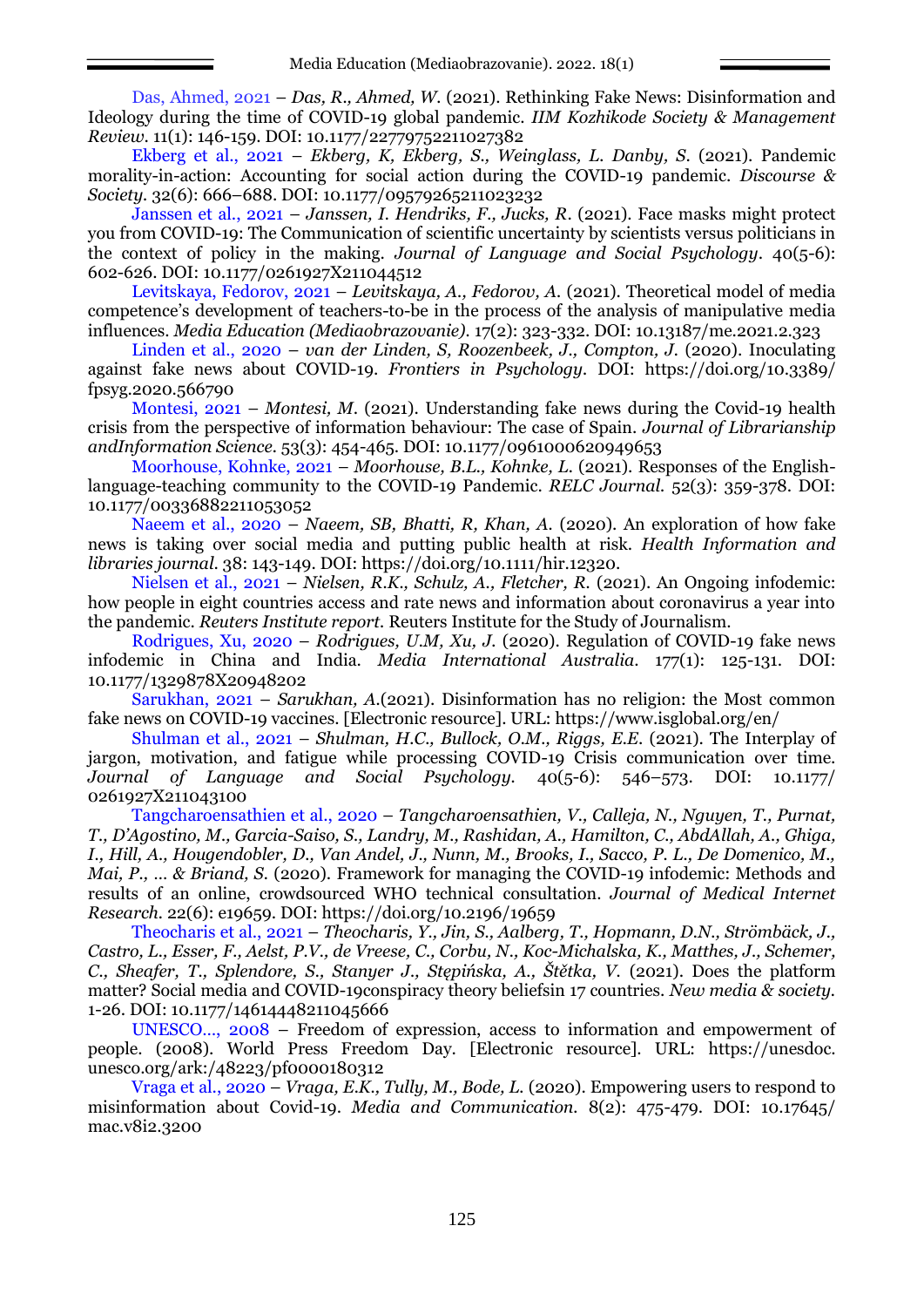Das, Ahmed, 2021 – *Das, R., Ahmed, W.* (2021). Rethinking Fake News: Disinformation and Ideology during the time of COVID-19 global pandemic. *IIM Kozhikode Society & Management Review*. 11(1): 146-159. DOI: 10.1177/22779752211027382

Ekberg et al., 2021 – *Ekberg, K, Ekberg, S., Weinglass, L. Danby, S.* (2021). Pandemic morality-in-action: Accounting for social action during the COVID-19 pandemic. *Discourse & Society*. 32(6): 666–688. DOI: 10.1177/09579265211023232

Janssen et al., 2021 – *Janssen, I. Hendriks, F., Jucks, R*. (2021). Face masks might protect you from COVID-19: The Communication of scientific uncertainty by scientists versus politicians in the context of policy in the making. *Journal of Language and Social Psychology*. 40(5-6): 602-626. DOI: 10.1177/0261927X211044512

Levitskaya, Fedorov, 2021 – *Levitskaya, A., Fedorov, A.* (2021). Theoretical model of media competence's development of teachers-to-be in the process of the analysis of manipulative media influences. *Media Education (Mediaobrazovanie)*. 17(2): 323-332. DOI: 10.13187/me.2021.2.323

Linden et al., 2020 – *van der Linden, S, Roozenbeek, J., Compton, J.* (2020). Inoculating against fake news about COVID-19. *Frontiers in Psychology*. DOI: https://doi.org/10.3389/fpsyg.2020.566790

Montesi, 2021 – *Montesi, M.* (2021). Understanding fake news during the Covid-19 health crisis from the perspective of information behaviour: The case of Spain. *Journal of Librarianship andInformation Science*. 53(3): 454-465. DOI: 10.1177/0961000620949653

Moorhouse, Kohnke, 2021 – *Moorhouse, B.L., Kohnke, L.* (2021). Responses of the English-language-teaching community to the COVID-19 Pandemic. *RELC Journal*. 52(3): 359-378. DOI: 10.1177/00336882211053052

Naeem et al., 2020 – *Naeem, SB, Bhatti, R, Khan, A.* (2020). An exploration of how fake news is taking over social media and putting public health at risk. *Health Information and libraries journal*. 38: 143-149. DOI: https://doi.org/10.1111/hir.12320.

Nielsen et al., 2021 – *Nielsen, R.K., Schulz, A., Fletcher, R.* (2021). An Ongoing infodemic: how people in eight countries access and rate news and information about coronavirus a year into the pandemic. *Reuters Institute report*. Reuters Institute for the Study of Journalism.

Rodrigues, Xu, 2020 – *Rodrigues, U.M, Xu, J.* (2020). Regulation of COVID-19 fake news infodemic in China and India. *Media International Australia*. 177(1): 125-131. DOI: 10.1177/1329878X20948202

Sarukhan, 2021 – *Sarukhan, A.*(2021). Disinformation has no religion: the Most common fake news on COVID-19 vaccines. [Electronic resource]. URL: https://www.isglobal.org/en/

Shulman et al., 2021 – *Shulman, H.C., Bullock, O.M., Riggs, E.E.* (2021). The Interplay of jargon, motivation, and fatigue while processing COVID-19 Crisis communication over time. *Journal of Language and Social Psychology*. 40(5-6): 546–573. DOI: 10.1177/0261927X211043100

Tangcharoensathien et al., 2020 – *Tangcharoensathien, V., Calleja, N., Nguyen, T., Purnat, T., D'Agostino, M., Garcia-Saiso, S., Landry, M., Rashidan, A., Hamilton, C., AbdAllah, A., Ghiga, I., Hill, A., Hougendobler, D., Van Andel, J., Nunn, M., Brooks, I., Sacco, P. L., De Domenico, M., Mai, P., … & Briand, S.* (2020). Framework for managing the COVID-19 infodemic: Methods and results of an online, crowdsourced WHO technical consultation. *Journal of Medical Internet Research*. 22(6): e19659. DOI: https://doi.org/10.2196/19659

Theocharis et al., 2021 – *Theocharis, Y., Jin, S., Aalberg, T., Hopmann, D.N., Strömbäck, J., Castro, L., Esser, F., Aelst, P.V., de Vreese, C., Corbu, N., Koc-Michalska, K., Matthes, J., Schemer, C., Sheafer, T., Splendore, S., Stanyer J., Stępińska, A., Štětka, V.* (2021). Does the platform matter? Social media and COVID-19conspiracy theory beliefsin 17 countries. *New media & society*. 1-26. DOI: 10.1177/14614448211045666

UNESCO…, 2008 – Freedom of expression, access to information and empowerment of people. (2008). World Press Freedom Day. [Electronic resource]. URL: https://unesdoc.unesco.org/ark:/48223/pf0000180312

Vraga et al., 2020 – *Vraga, E.K., Tully, M., Bode, L.* (2020). Empowering users to respond to misinformation about Covid-19. *Media and Communication*. 8(2): 475-479. DOI: 10.17645/mac.v8i2.3200